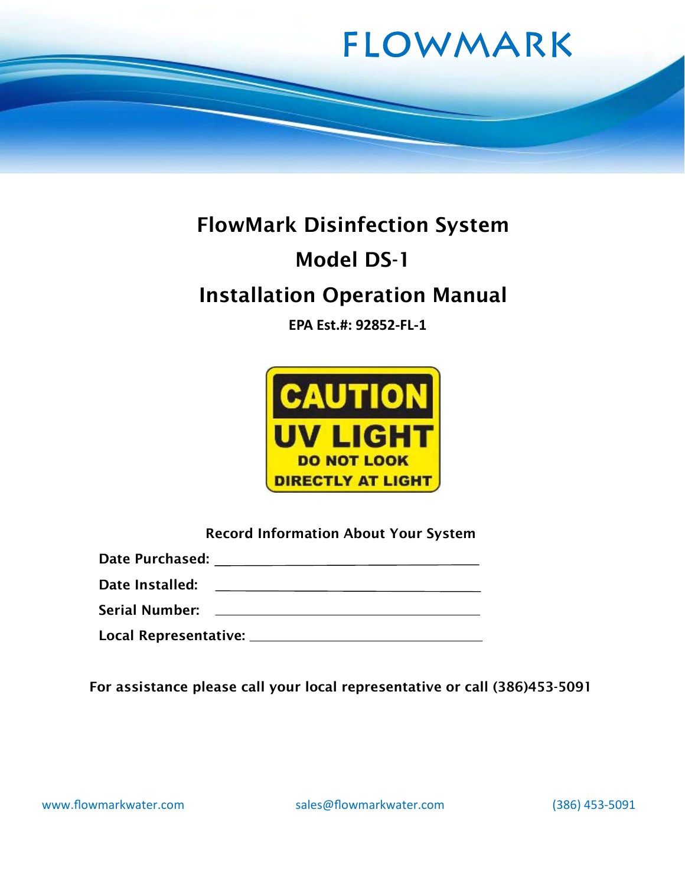FLOWMARK

# FlowMark Disinfection System

# Model DS-1

# Installation Operation Manual

**EPA Est.#: 92852-FL-1**

**CAUTION**
**UV LIGHT**
**DO NOT LOOK DIRECTLY AT LIGHT**

**Record Information About Your System**

**Date Purchased:** ____________________________________

**Date Installed:** ____________________________________

**Serial Number:** ____________________________________

**Local Representative:** ______________________________

**For assistance please call your local representative or call (386)453-5091**

www.flowmarkwater.com sales@flowmarkwater.com (386) 453-5091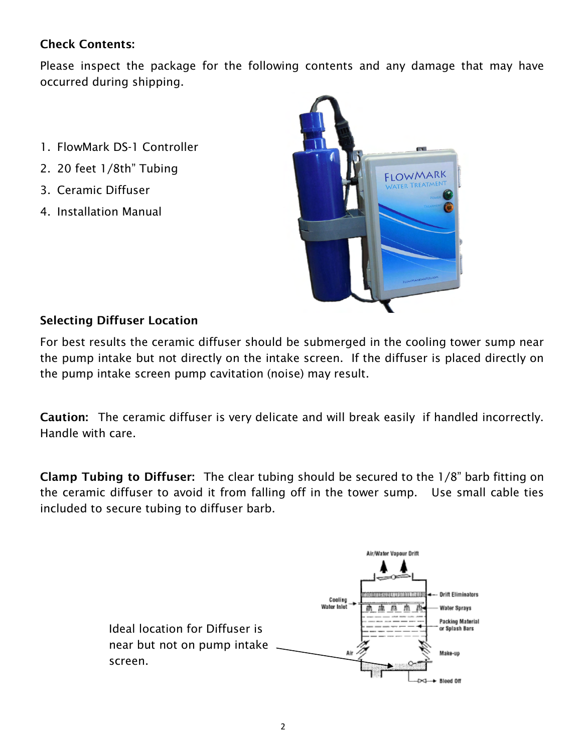**Check Contents:**

Please inspect the package for the following contents and any damage that may have occurred during shipping.

1. FlowMark DS-1 Controller
2. 20 feet 1/8th" Tubing
3. Ceramic Diffuser
4. Installation Manual

**Selecting Diffuser Location**

For best results the ceramic diffuser should be submerged in the cooling tower sump near the pump intake but not directly on the intake screen. If the diffuser is placed directly on the pump intake screen pump cavitation (noise) may result.

**Caution:** The ceramic diffuser is very delicate and will break easily if handled incorrectly. Handle with care.

**Clamp Tubing to Diffuser:** The clear tubing should be secured to the 1/8" barb fitting on the ceramic diffuser to avoid it from falling off in the tower sump. Use small cable ties included to secure tubing to diffuser barb.

Ideal location for Diffuser is near but not on pump intake screen.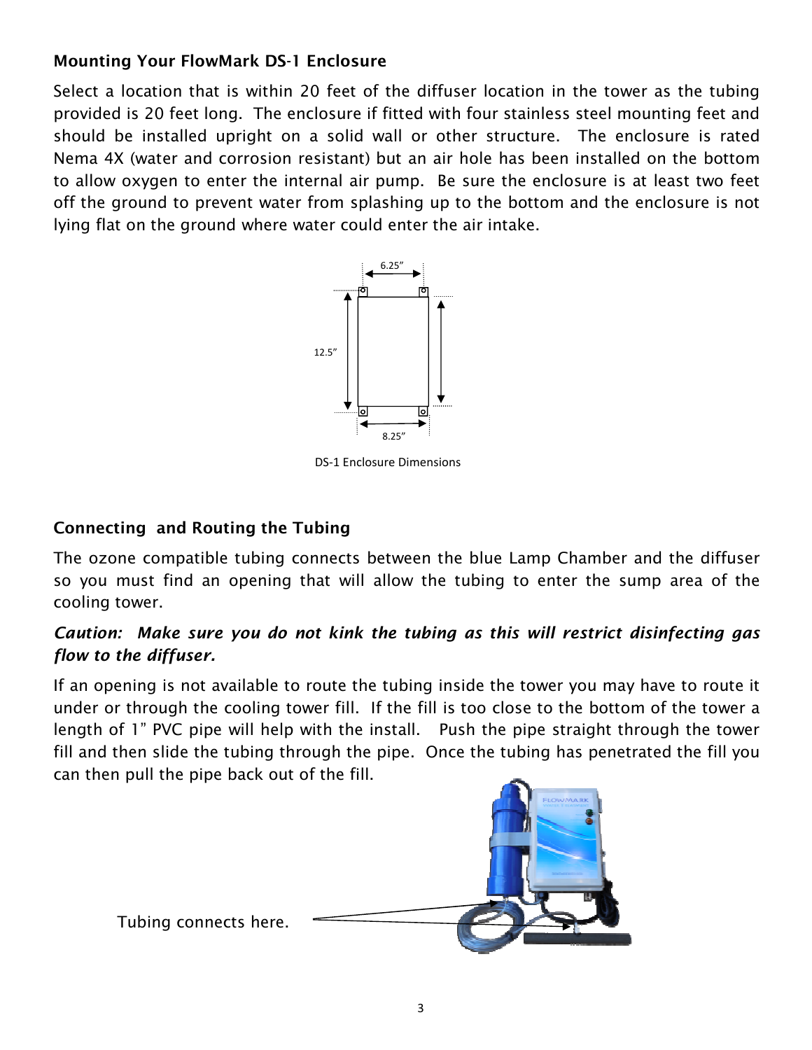## Mounting Your FlowMark DS-1 Enclosure

Select a location that is within 20 feet of the diffuser location in the tower as the tubing provided is 20 feet long. The enclosure if fitted with four stainless steel mounting feet and should be installed upright on a solid wall or other structure. The enclosure is rated Nema 4X (water and corrosion resistant) but an air hole has been installed on the bottom to allow oxygen to enter the internal air pump. Be sure the enclosure is at least two feet off the ground to prevent water from splashing up to the bottom and the enclosure is not lying flat on the ground where water could enter the air intake.

6.25"

12.5"

8.25"

DS-1 Enclosure Dimensions

## Connecting and Routing the Tubing

The ozone compatible tubing connects between the blue Lamp Chamber and the diffuser so you must find an opening that will allow the tubing to enter the sump area of the cooling tower.

***Caution: Make sure you do not kink the tubing as this will restrict disinfecting gas flow to the diffuser.***

If an opening is not available to route the tubing inside the tower you may have to route it under or through the cooling tower fill. If the fill is too close to the bottom of the tower a length of 1" PVC pipe will help with the install. Push the pipe straight through the tower fill and then slide the tubing through the pipe. Once the tubing has penetrated the fill you can then pull the pipe back out of the fill.

Tubing connects here.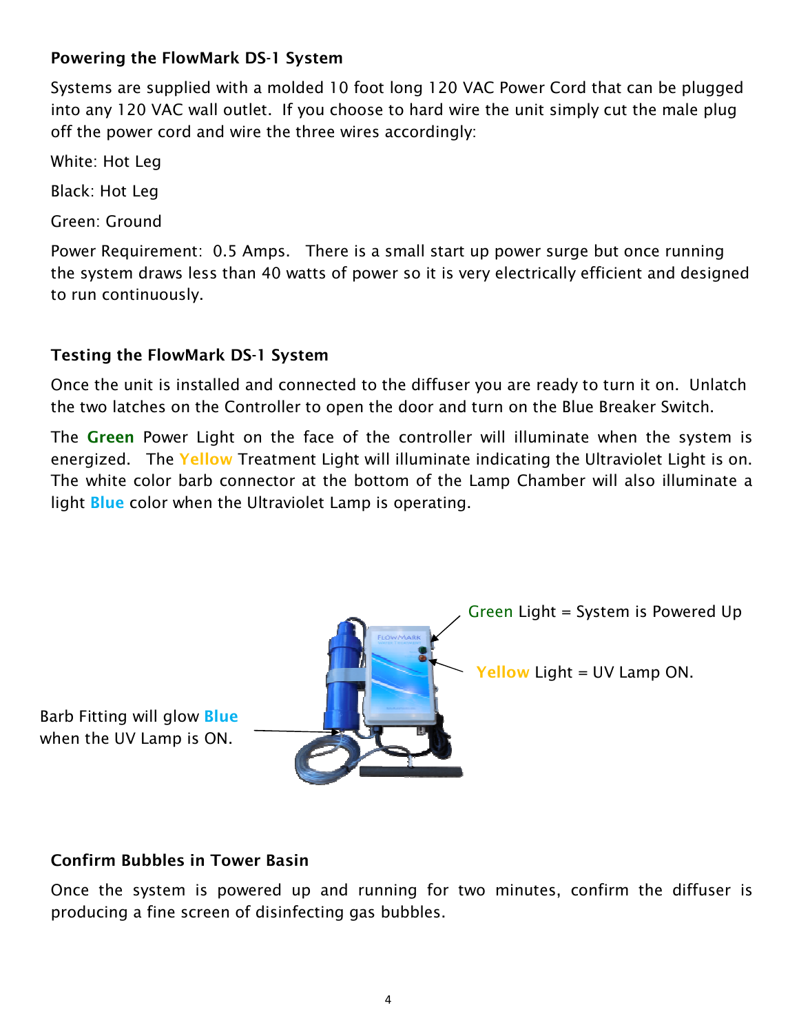## Powering the FlowMark DS-1 System

Systems are supplied with a molded 10 foot long 120 VAC Power Cord that can be plugged into any 120 VAC wall outlet. If you choose to hard wire the unit simply cut the male plug off the power cord and wire the three wires accordingly:

White: Hot Leg

Black: Hot Leg

Green: Ground

Power Requirement: 0.5 Amps. There is a small start up power surge but once running the system draws less than 40 watts of power so it is very electrically efficient and designed to run continuously.

## Testing the FlowMark DS-1 System

Once the unit is installed and connected to the diffuser you are ready to turn it on. Unlatch the two latches on the Controller to open the door and turn on the Blue Breaker Switch.

The **Green** Power Light on the face of the controller will illuminate when the system is energized. The **Yellow** Treatment Light will illuminate indicating the Ultraviolet Light is on. The white color barb connector at the bottom of the Lamp Chamber will also illuminate a light **Blue** color when the Ultraviolet Lamp is operating.

Green Light = System is Powered Up

**Yellow** Light = UV Lamp ON.

Barb Fitting will glow **Blue** when the UV Lamp is ON.

## Confirm Bubbles in Tower Basin

Once the system is powered up and running for two minutes, confirm the diffuser is producing a fine screen of disinfecting gas bubbles.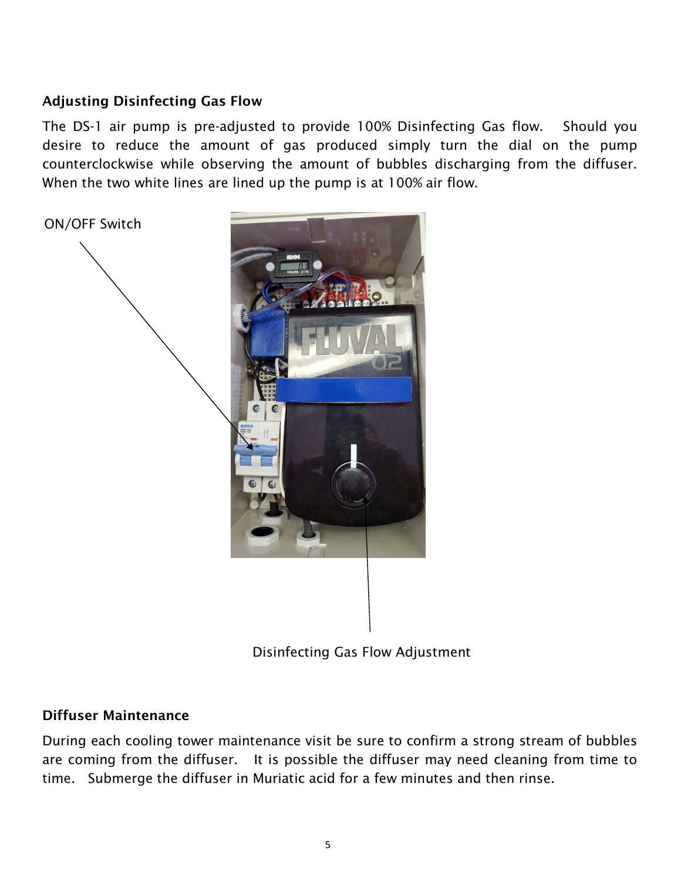## Adjusting Disinfecting Gas Flow

The DS-1 air pump is pre-adjusted to provide 100% Disinfecting Gas flow. Should you desire to reduce the amount of gas produced simply turn the dial on the pump counterclockwise while observing the amount of bubbles discharging from the diffuser. When the two white lines are lined up the pump is at 100% air flow.

ON/OFF Switch

Disinfecting Gas Flow Adjustment

## Diffuser Maintenance

During each cooling tower maintenance visit be sure to confirm a strong stream of bubbles are coming from the diffuser. It is possible the diffuser may need cleaning from time to time. Submerge the diffuser in Muriatic acid for a few minutes and then rinse.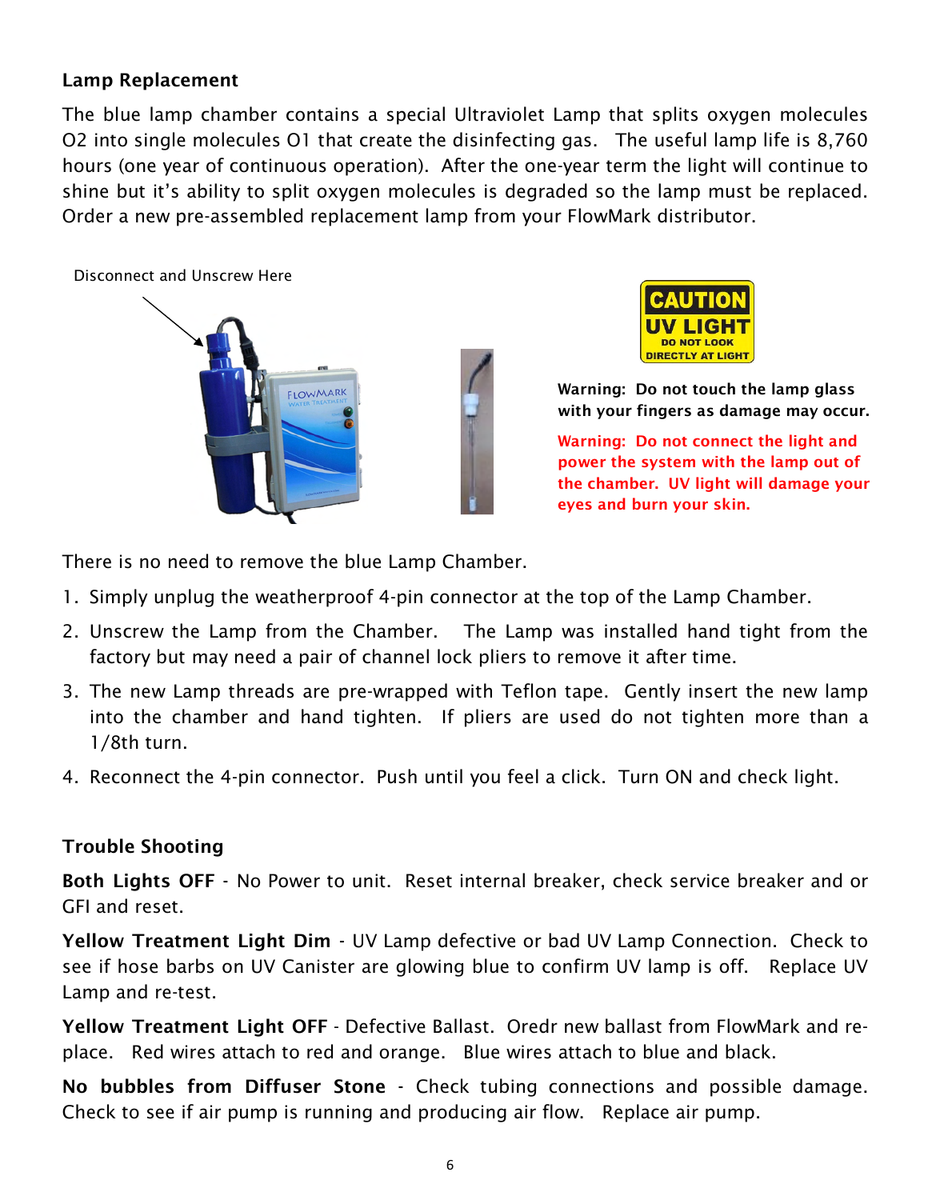## Lamp Replacement

The blue lamp chamber contains a special Ultraviolet Lamp that splits oxygen molecules O2 into single molecules O1 that create the disinfecting gas. The useful lamp life is 8,760 hours (one year of continuous operation). After the one-year term the light will continue to shine but it's ability to split oxygen molecules is degraded so the lamp must be replaced. Order a new pre-assembled replacement lamp from your FlowMark distributor.

Disconnect and Unscrew Here

CAUTION UV LIGHT DO NOT LOOK DIRECTLY AT LIGHT

**Warning: Do not touch the lamp glass with your fingers as damage may occur.**

**Warning: Do not connect the light and power the system with the lamp out of the chamber. UV light will damage your eyes and burn your skin.**

There is no need to remove the blue Lamp Chamber.

1. Simply unplug the weatherproof 4-pin connector at the top of the Lamp Chamber.
2. Unscrew the Lamp from the Chamber. The Lamp was installed hand tight from the factory but may need a pair of channel lock pliers to remove it after time.
3. The new Lamp threads are pre-wrapped with Teflon tape. Gently insert the new lamp into the chamber and hand tighten. If pliers are used do not tighten more than a 1/8th turn.
4. Reconnect the 4-pin connector. Push until you feel a click. Turn ON and check light.

## Trouble Shooting

**Both Lights OFF** - No Power to unit. Reset internal breaker, check service breaker and or GFI and reset.

**Yellow Treatment Light Dim** - UV Lamp defective or bad UV Lamp Connection. Check to see if hose barbs on UV Canister are glowing blue to confirm UV lamp is off. Replace UV Lamp and re-test.

**Yellow Treatment Light OFF** - Defective Ballast. Oredr new ballast from FlowMark and re-place. Red wires attach to red and orange. Blue wires attach to blue and black.

**No bubbles from Diffuser Stone** - Check tubing connections and possible damage. Check to see if air pump is running and producing air flow. Replace air pump.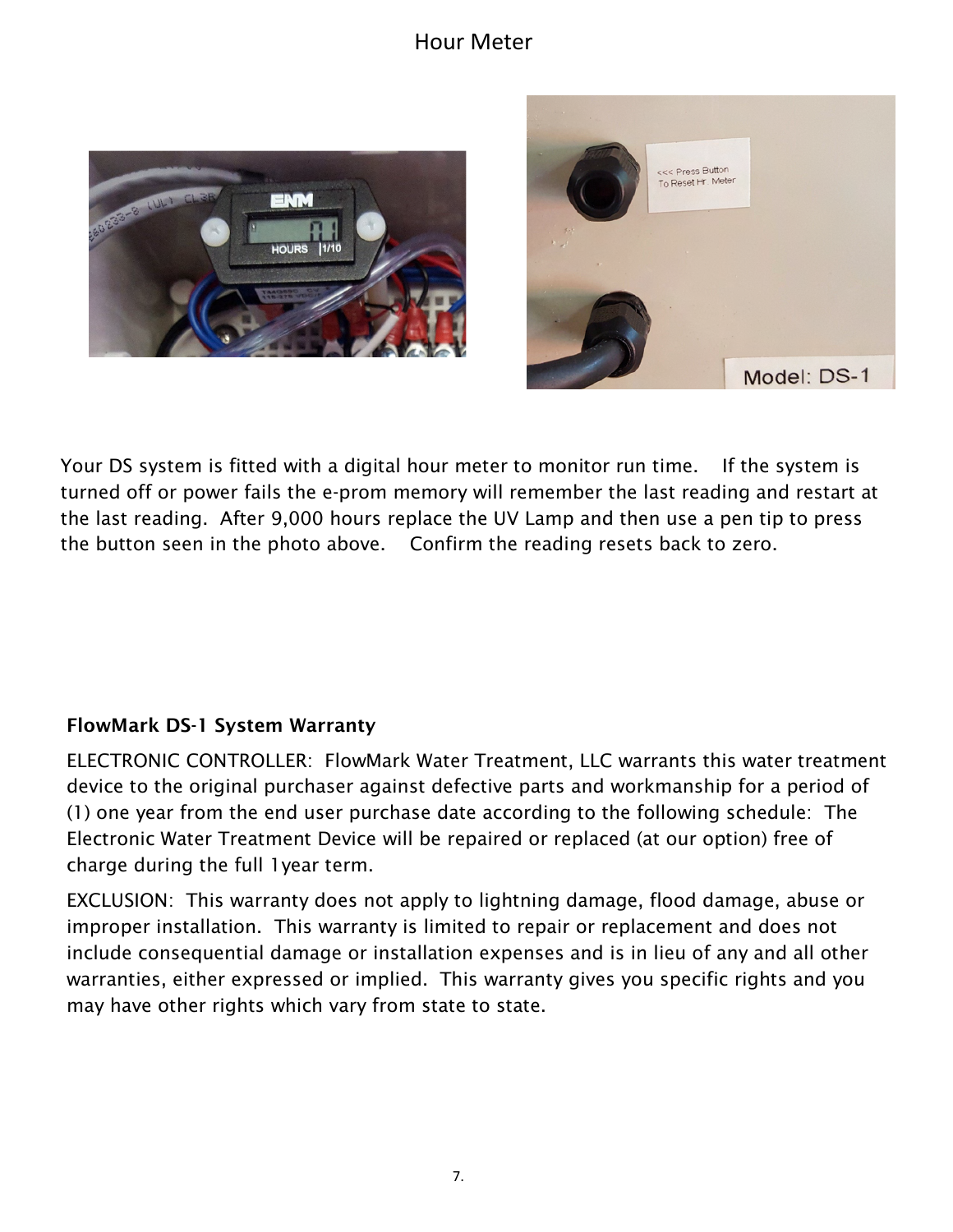# Hour Meter

Your DS system is fitted with a digital hour meter to monitor run time. If the system is turned off or power fails the e-prom memory will remember the last reading and restart at the last reading. After 9,000 hours replace the UV Lamp and then use a pen tip to press the button seen in the photo above. Confirm the reading resets back to zero.

**FlowMark DS-1 System Warranty**

ELECTRONIC CONTROLLER: FlowMark Water Treatment, LLC warrants this water treatment device to the original purchaser against defective parts and workmanship for a period of (1) one year from the end user purchase date according to the following schedule: The Electronic Water Treatment Device will be repaired or replaced (at our option) free of charge during the full 1year term.

EXCLUSION: This warranty does not apply to lightning damage, flood damage, abuse or improper installation. This warranty is limited to repair or replacement and does not include consequential damage or installation expenses and is in lieu of any and all other warranties, either expressed or implied. This warranty gives you specific rights and you may have other rights which vary from state to state.